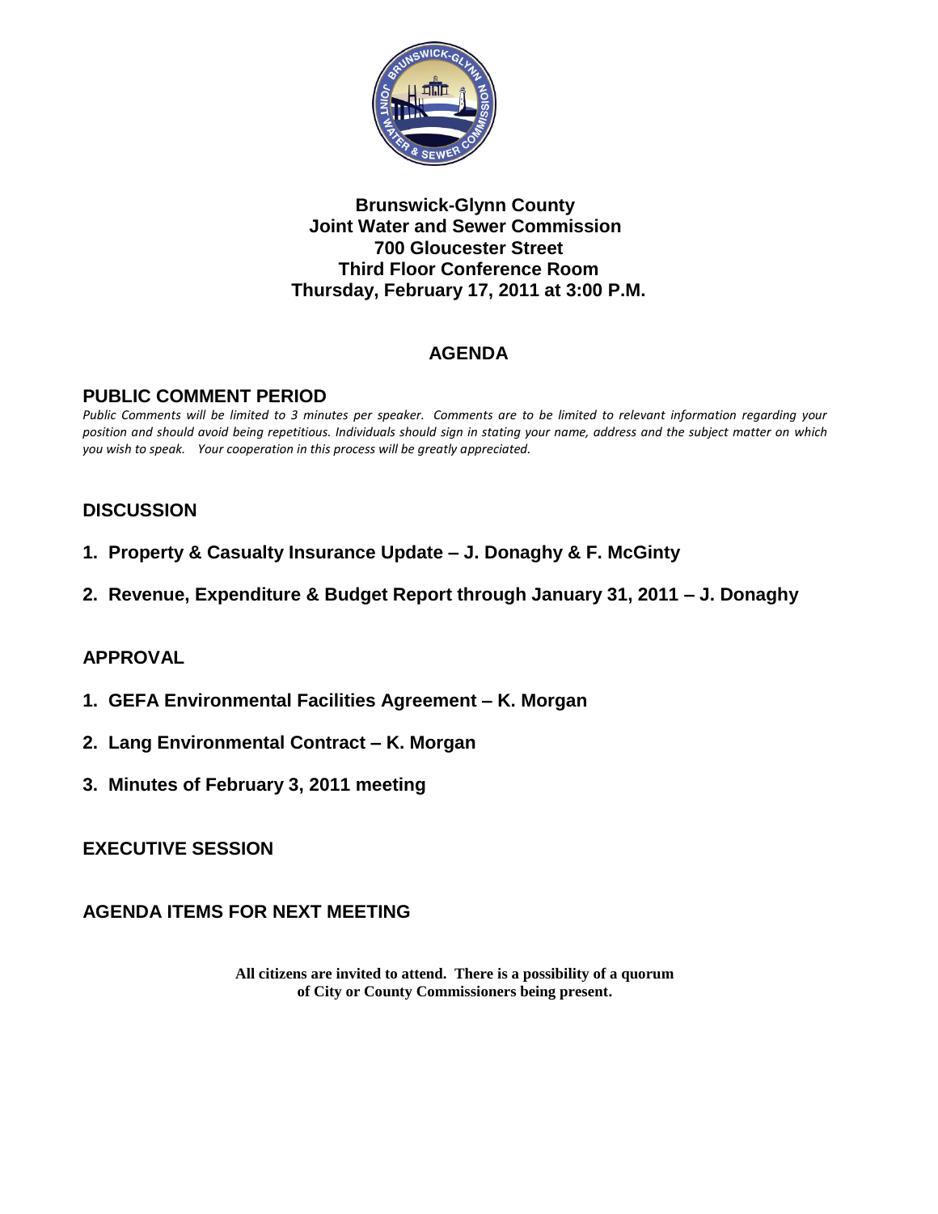**Brunswick-Glynn County**
**Joint Water and Sewer Commission**
**700 Gloucester Street**
**Third Floor Conference Room**
**Thursday, February 17, 2011 at 3:00 P.M.**

## AGENDA

### PUBLIC COMMENT PERIOD

*Public Comments will be limited to 3 minutes per speaker. Comments are to be limited to relevant information regarding your position and should avoid being repetitious. Individuals should sign in stating your name, address and the subject matter on which you wish to speak. Your cooperation in this process will be greatly appreciated.*

### DISCUSSION

1. **Property & Casualty Insurance Update – J. Donaghy & F. McGinty**
2. **Revenue, Expenditure & Budget Report through January 31, 2011 – J. Donaghy**

### APPROVAL

1. **GEFA Environmental Facilities Agreement – K. Morgan**
2. **Lang Environmental Contract – K. Morgan**
3. **Minutes of February 3, 2011 meeting**

### EXECUTIVE SESSION

### AGENDA ITEMS FOR NEXT MEETING

**All citizens are invited to attend. There is a possibility of a quorum of City or County Commissioners being present.**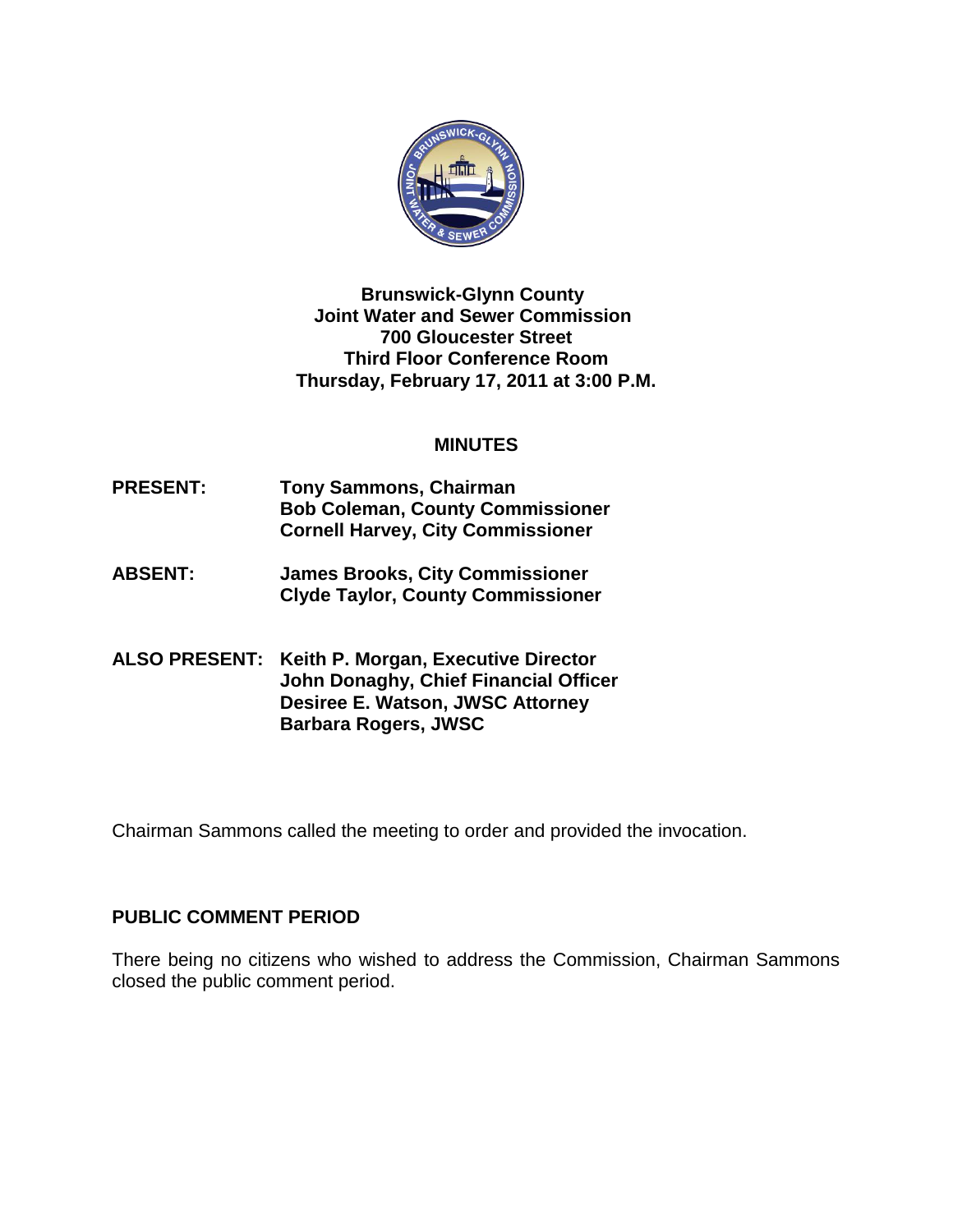**Brunswick-Glynn County**
**Joint Water and Sewer Commission**
**700 Gloucester Street**
**Third Floor Conference Room**
**Thursday, February 17, 2011 at 3:00 P.M.**

## MINUTES

**PRESENT:** **Tony Sammons, Chairman**
**Bob Coleman, County Commissioner**
**Cornell Harvey, City Commissioner**

**ABSENT:** **James Brooks, City Commissioner**
**Clyde Taylor, County Commissioner**

**ALSO PRESENT:** **Keith P. Morgan, Executive Director**
**John Donaghy, Chief Financial Officer**
**Desiree E. Watson, JWSC Attorney**
**Barbara Rogers, JWSC**

Chairman Sammons called the meeting to order and provided the invocation.

## PUBLIC COMMENT PERIOD

There being no citizens who wished to address the Commission, Chairman Sammons closed the public comment period.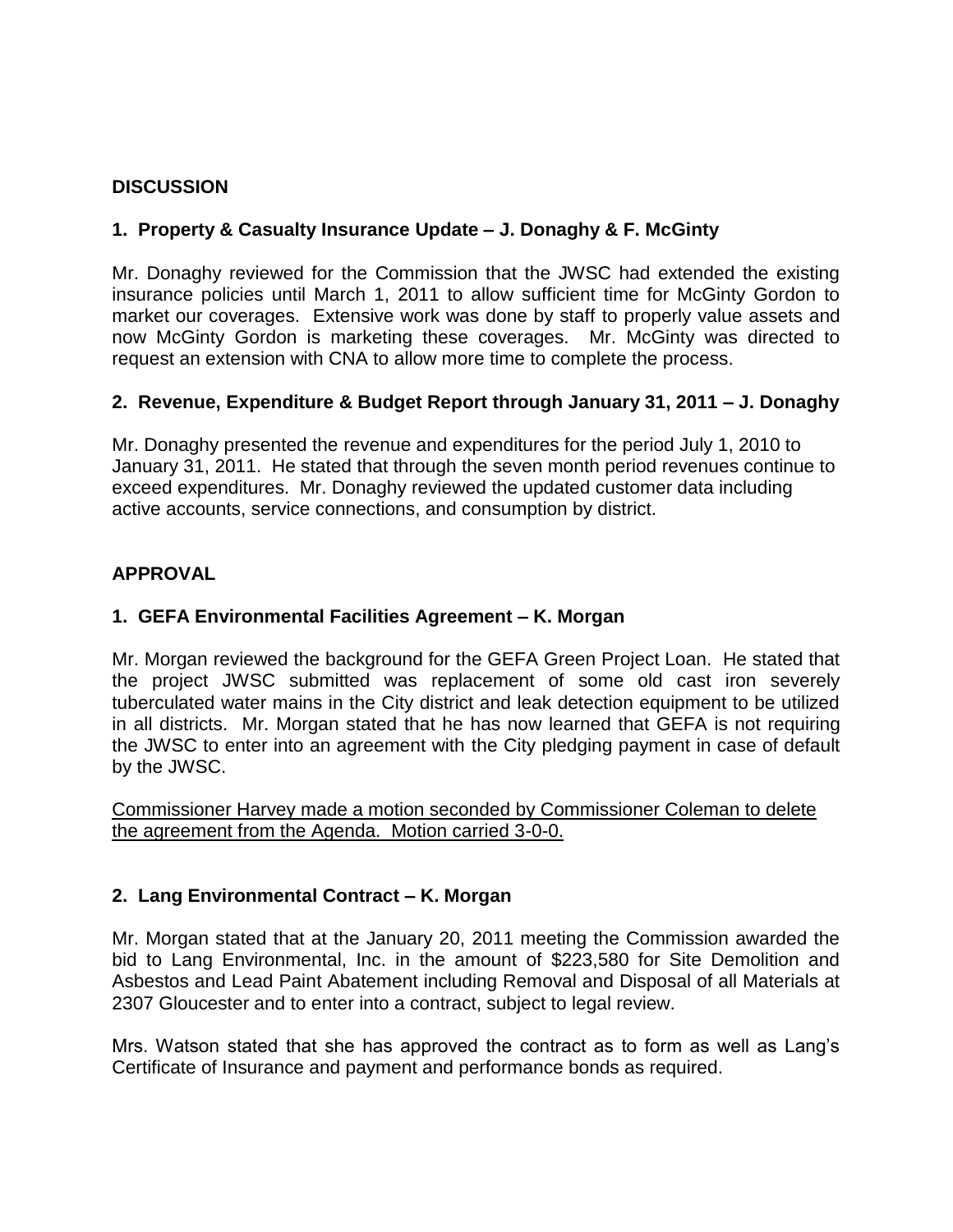## DISCUSSION

### 1. Property & Casualty Insurance Update – J. Donaghy & F. McGinty

Mr. Donaghy reviewed for the Commission that the JWSC had extended the existing insurance policies until March 1, 2011 to allow sufficient time for McGinty Gordon to market our coverages. Extensive work was done by staff to properly value assets and now McGinty Gordon is marketing these coverages. Mr. McGinty was directed to request an extension with CNA to allow more time to complete the process.

### 2. Revenue, Expenditure & Budget Report through January 31, 2011 – J. Donaghy

Mr. Donaghy presented the revenue and expenditures for the period July 1, 2010 to January 31, 2011. He stated that through the seven month period revenues continue to exceed expenditures. Mr. Donaghy reviewed the updated customer data including active accounts, service connections, and consumption by district.

## APPROVAL

### 1. GEFA Environmental Facilities Agreement – K. Morgan

Mr. Morgan reviewed the background for the GEFA Green Project Loan. He stated that the project JWSC submitted was replacement of some old cast iron severely tuberculated water mains in the City district and leak detection equipment to be utilized in all districts. Mr. Morgan stated that he has now learned that GEFA is not requiring the JWSC to enter into an agreement with the City pledging payment in case of default by the JWSC.

<u>Commissioner Harvey made a motion seconded by Commissioner Coleman to delete the agreement from the Agenda. Motion carried 3-0-0.</u>

### 2. Lang Environmental Contract – K. Morgan

Mr. Morgan stated that at the January 20, 2011 meeting the Commission awarded the bid to Lang Environmental, Inc. in the amount of $223,580 for Site Demolition and Asbestos and Lead Paint Abatement including Removal and Disposal of all Materials at 2307 Gloucester and to enter into a contract, subject to legal review.

Mrs. Watson stated that she has approved the contract as to form as well as Lang's Certificate of Insurance and payment and performance bonds as required.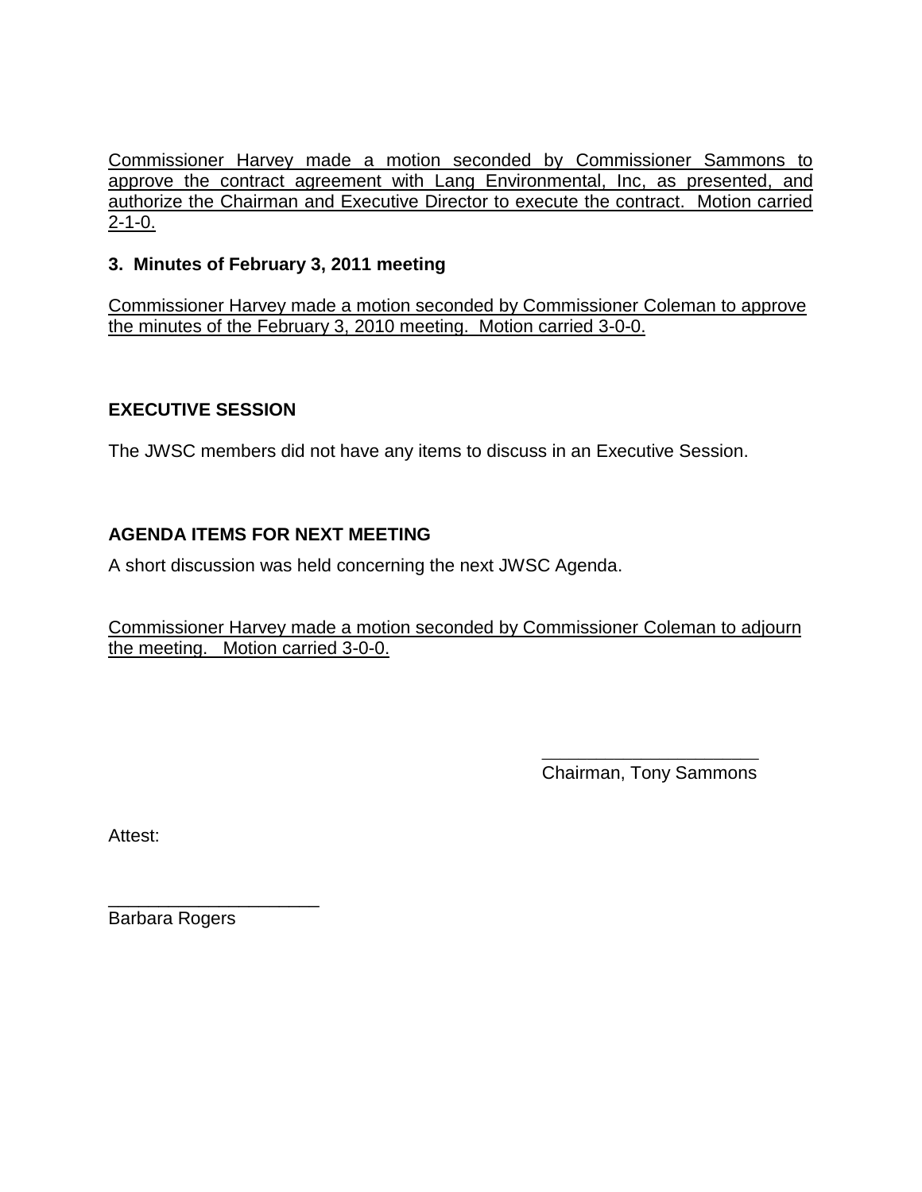Commissioner Harvey made a motion seconded by Commissioner Sammons to approve the contract agreement with Lang Environmental, Inc, as presented, and authorize the Chairman and Executive Director to execute the contract. Motion carried 2-1-0.

**3. Minutes of February 3, 2011 meeting**

Commissioner Harvey made a motion seconded by Commissioner Coleman to approve the minutes of the February 3, 2010 meeting. Motion carried 3-0-0.

**EXECUTIVE SESSION**

The JWSC members did not have any items to discuss in an Executive Session.

**AGENDA ITEMS FOR NEXT MEETING**

A short discussion was held concerning the next JWSC Agenda.

Commissioner Harvey made a motion seconded by Commissioner Coleman to adjourn the meeting. Motion carried 3-0-0.

______________________
Chairman, Tony Sammons

Attest:

______________________
Barbara Rogers